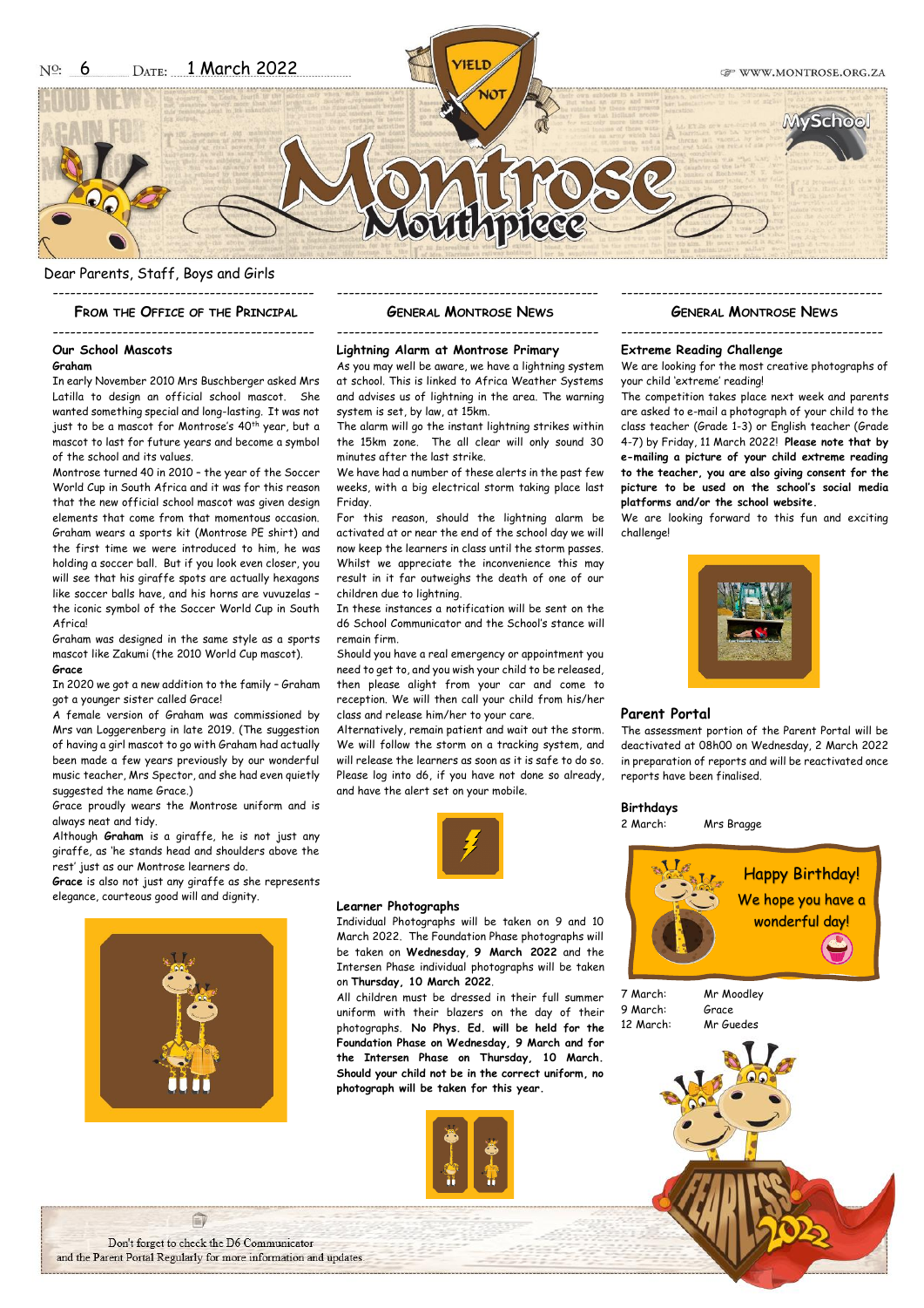No: 6 Date: 1 March 2022

# Montrose Mouthpiece

Dear Parents, Staff, Boys and Girls

## From the Office of the Principal

### Our School Mascots

**Graham**

In early November 2010 Mrs Buschberger asked Mrs Latilla to design an official school mascot. She wanted something special and long-lasting. It was not just to be a mascot for Montrose's 40th year, but a mascot to last for future years and become a symbol of the school and its values.

Montrose turned 40 in 2010 – the year of the Soccer World Cup in South Africa and it was for this reason that the new official school mascot was given design elements that come from that momentous occasion. Graham wears a sports kit (Montrose PE shirt) and the first time we were introduced to him, he was holding a soccer ball. But if you look even closer, you will see that his giraffe spots are actually hexagons like soccer balls have, and his horns are vuvuzelas – the iconic symbol of the Soccer World Cup in South Africa!

Graham was designed in the same style as a sports mascot like Zakumi (the 2010 World Cup mascot).

**Grace**

In 2020 we got a new addition to the family – Graham got a younger sister called Grace!

A female version of Graham was commissioned by Mrs van Loggerenberg in late 2019. (The suggestion of having a girl mascot to go with Graham had actually been made a few years previously by our wonderful music teacher, Mrs Spector, and she had even quietly suggested the name Grace.)

Grace proudly wears the Montrose uniform and is always neat and tidy.

Although **Graham** is a giraffe, he is not just any giraffe, as 'he stands head and shoulders above the rest' just as our Montrose learners do.

**Grace** is also not just any giraffe as she represents elegance, courteous good will and dignity.

## General Montrose News

### Lightning Alarm at Montrose Primary

As you may well be aware, we have a lightning system at school. This is linked to Africa Weather Systems and advises us of lightning in the area. The warning system is set, by law, at 15km.

The alarm will go the instant lightning strikes within the 15km zone. The all clear will only sound 30 minutes after the last strike.

We have had a number of these alerts in the past few weeks, with a big electrical storm taking place last Friday.

For this reason, should the lightning alarm be activated at or near the end of the school day we will now keep the learners in class until the storm passes. Whilst we appreciate the inconvenience this may result in it far outweighs the death of one of our children due to lightning.

In these instances a notification will be sent on the d6 School Communicator and the School's stance will remain firm.

Should you have a real emergency or appointment you need to get to, and you wish your child to be released, then please alight from your car and come to reception. We will then call your child from his/her class and release him/her to your care.

Alternatively, remain patient and wait out the storm. We will follow the storm on a tracking system, and will release the learners as soon as it is safe to do so. Please log into d6, if you have not done so already, and have the alert set on your mobile.

### Learner Photographs

Individual Photographs will be taken on 9 and 10 March 2022. The Foundation Phase photographs will be taken on **Wednesday, 9 March 2022** and the Intersen Phase individual photographs will be taken on **Thursday, 10 March 2022**.

All children must be dressed in their full summer uniform with their blazers on the day of their photographs. **No Phys. Ed. will be held for the Foundation Phase on Wednesday, 9 March and for the Intersen Phase on Thursday, 10 March. Should your child not be in the correct uniform, no photograph will be taken for this year.**

## General Montrose News

### Extreme Reading Challenge

We are looking for the most creative photographs of your child 'extreme' reading!

The competition takes place next week and parents are asked to e-mail a photograph of your child to the class teacher (Grade 1-3) or English teacher (Grade 4-7) by Friday, 11 March 2022! **Please note that by e-mailing a picture of your child extreme reading to the teacher, you are also giving consent for the picture to be used on the school's social media platforms and/or the school website.**

We are looking forward to this fun and exciting challenge!

### Parent Portal

The assessment portion of the Parent Portal will be deactivated at 08h00 on Wednesday, 2 March 2022 in preparation of reports and will be reactivated once reports have been finalised.

### Birthdays

| | |
|---|---|
| 2 March: | Mrs Bragge |

Happy Birthday! We hope you have a wonderful day!

| | |
|---|---|
| 7 March: | Mr Moodley |
| 9 March: | Grace |
| 12 March: | Mr Guedes |

Don't forget to check the D6 Communicator and the Parent Portal Regularly for more information and updates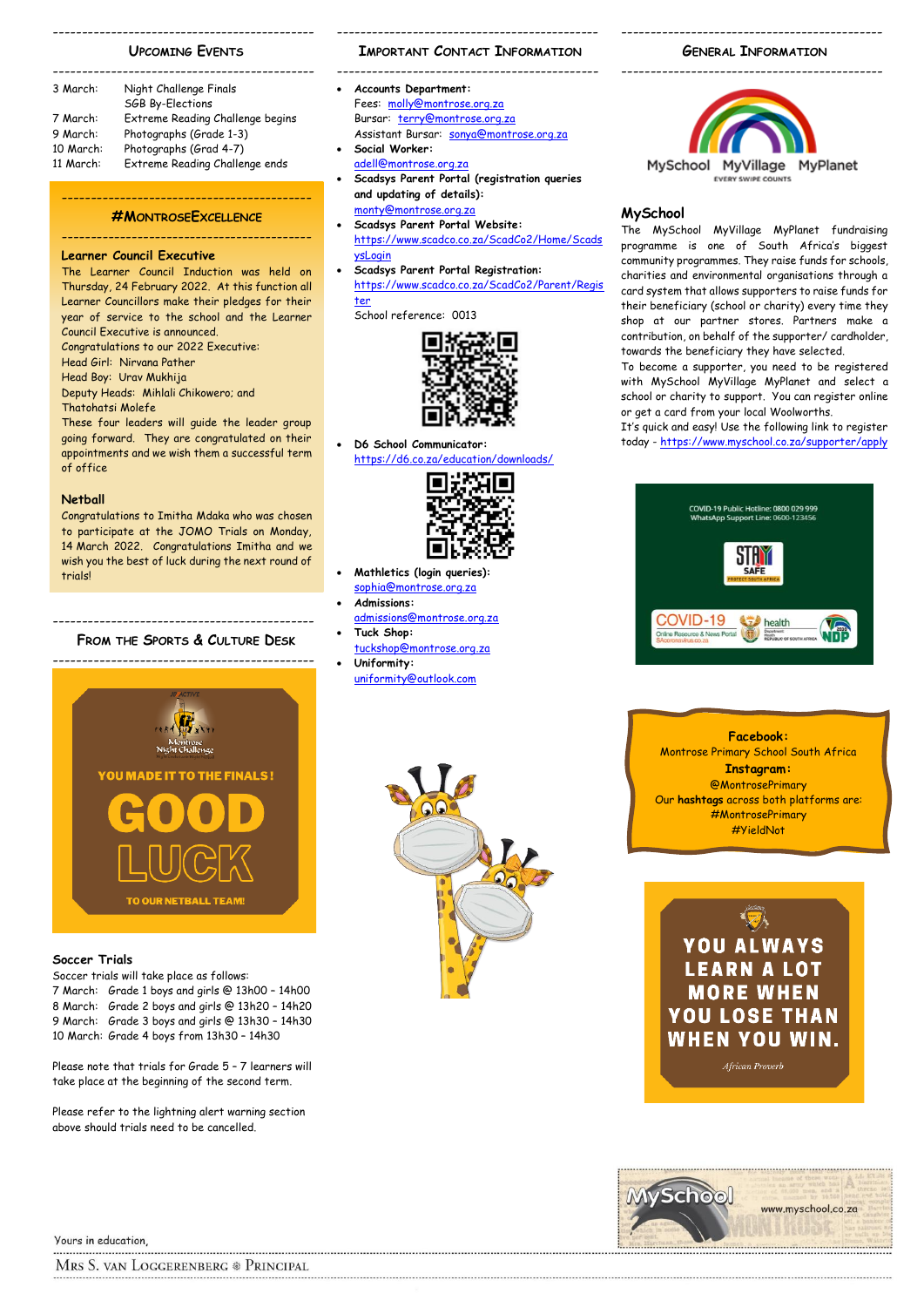## Upcoming Events

| | |
|---|---|
| 3 March: | Night Challenge Finals |
| | SGB By-Elections |
| 7 March: | Extreme Reading Challenge begins |
| 9 March: | Photographs (Grade 1-3) |
| 10 March: | Photographs (Grad 4-7) |
| 11 March: | Extreme Reading Challenge ends |

## #MontroseExcellence

### Learner Council Executive

The Learner Council Induction was held on Thursday, 24 February 2022. At this function all Learner Councillors make their pledges for their year of service to the school and the Learner Council Executive is announced.
Congratulations to our 2022 Executive:
Head Girl: Nirvana Pather
Head Boy: Urav Mukhija
Deputy Heads: Mihlali Chikowero; and
Thatohatsi Molefe
These four leaders will guide the leader group going forward. They are congratulated on their appointments and we wish them a successful term of office

### Netball

Congratulations to Imitha Mdaka who was chosen to participate at the JOMO Trials on Monday, 14 March 2022. Congratulations Imitha and we wish you the best of luck during the next round of trials!

## From the Sports & Culture Desk

Montrose Night Challenge

YOU MADE IT TO THE FINALS!

GOOD LUCK

TO OUR NETBALL TEAM!

### Soccer Trials

Soccer trials will take place as follows:
7 March: Grade 1 boys and girls @ 13h00 – 14h00
8 March: Grade 2 boys and girls @ 13h20 – 14h20
9 March: Grade 3 boys and girls @ 13h30 – 14h30
10 March: Grade 4 boys from 13h30 – 14h30

Please note that trials for Grade 5 – 7 learners will take place at the beginning of the second term.

Please refer to the lightning alert warning section above should trials need to be cancelled.

## Important Contact Information

- **Accounts Department:**
  Fees: molly@montrose.org.za
  Bursar: terry@montrose.org.za
  Assistant Bursar: sonya@montrose.org.za
- **Social Worker:**
  adell@montrose.org.za
- **Scadsys Parent Portal (registration queries and updating of details):**
  monty@montrose.org.za
- **Scadsys Parent Website:**
  https://www.scadco.co.za/ScadCo2/Home/ScadsysLogin
- **Scadsys Parent Portal Registration:**
  https://www.scadco.co.za/ScadCo2/Parent/Register
  School reference: 0013
- **D6 School Communicator:**
  https://d6.co.za/education/downloads/
- **Mathletics (login queries):**
  sophia@montrose.org.za
- **Admissions:**
  admissions@montrose.org.za
- **Tuck Shop:**
  tuckshop@montrose.org.za
- **Uniformity:**
  uniformity@outlook.com

## General Information

MySchool MyVillage MyPlanet
EVERY SWIPE COUNTS

### MySchool

The MySchool MyVillage MyPlanet fundraising programme is one of South Africa's biggest community programmes. They raise funds for schools, charities and environmental organisations through a card system that allows supporters to raise funds for their beneficiary (school or charity) every time they shop at our partner stores. Partners make a contribution, on behalf of the supporter/ cardholder, towards the beneficiary they have selected.
To become a supporter, you need to be registered with MySchool MyVillage MyPlanet and select a school or charity to support. You can register online or get a card from your local Woolworths.
It's quick and easy! Use the following link to register today - https://www.myschool.co.za/supporter/apply

COVID-19 Public Hotline: 0800 029 999
WhatsApp Support Line: 0600-123456
STAY SAFE
COVID-19 Online Resource & News Portal SAcoronavirus.co.za

**Facebook:**
Montrose Primary School South Africa
**Instagram:**
@MontrosePrimary
Our **hashtags** across both platforms are:
#MontrosePrimary
#YieldNot

YOU ALWAYS LEARN A LOT MORE WHEN YOU LOSE THAN WHEN YOU WIN.

*African Proverb*

MySchool www.myschool.co.za

Yours in education,

Mrs S. van Loggerenberg ❁ Principal